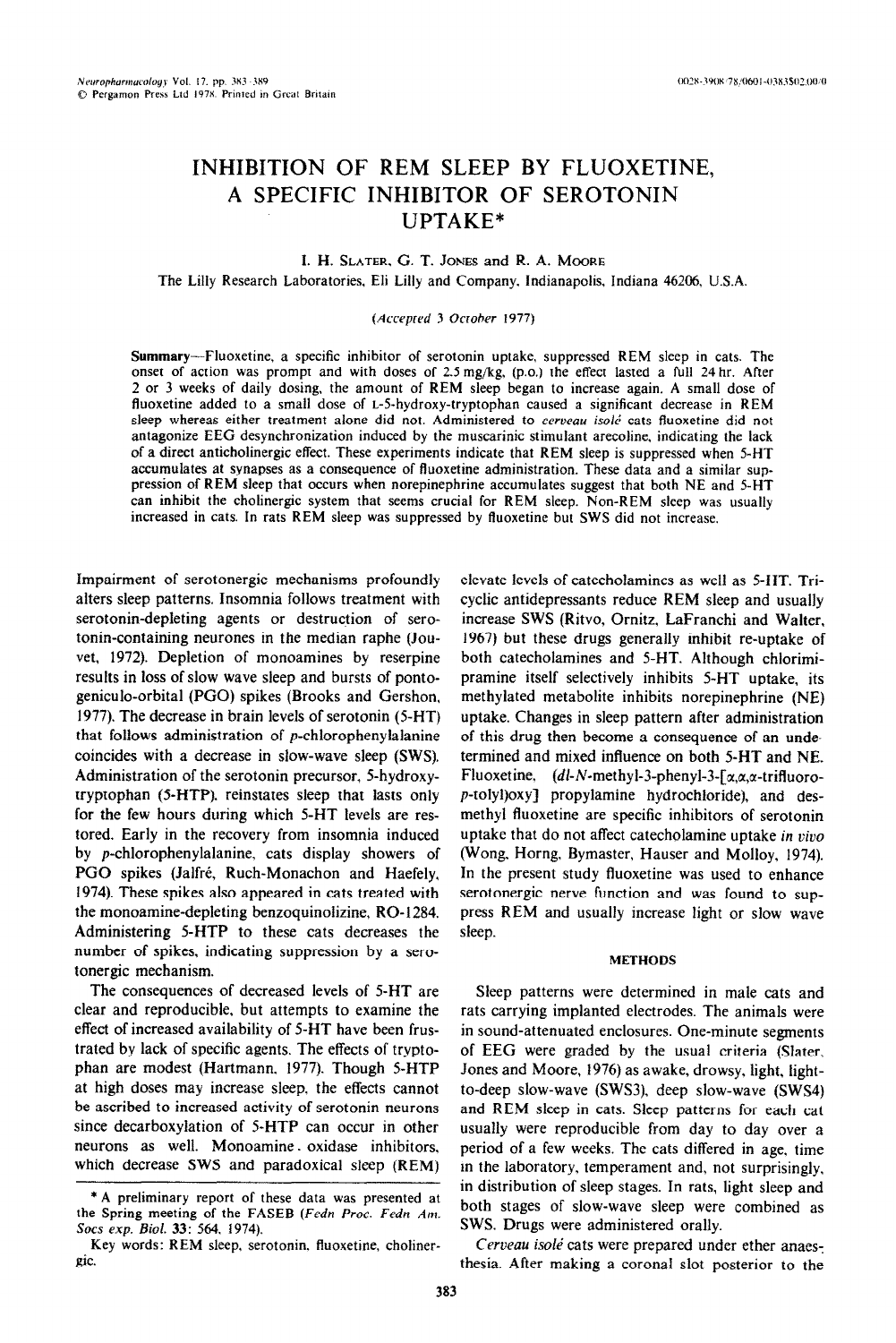# INHIBITION OF REM SLEEP BY FLUOXETINE, A SPECIFIC INHIBITOR OF SEROTONIN UPTAKE*

I. H. SLATER, G. T. JONES and R. A. MOORE

The Lilly Research Laboratories, Eli Lilly and Company, Indianapolis, Indiana 46206, U.S.A.

(*Accepted 3 October 1977*)

**Summary**—Fluoxetine, a specific inhibitor of serotonin uptake, suppressed REM sleep in cats. The onset of action was prompt and with doses of 2.5 mg/kg, (p.o.) the effect lasted a full 24 hr. After 2 or 3 weeks of daily dosing, the amount of REM sleep began to increase again. A small dose of fluoxetine added to a small dose of L-5-hydroxy-tryptophan caused a significant decrease in REM sleep whereas either treatment alone did not. Administered to *cerveau isolé* cats fluoxetine did not antagonize EEG desynchronization induced by the muscarinic stimulant arecoline, indicating the lack of a direct anticholinergic effect. These experiments indicate that REM sleep is suppressed when 5-HT accumulates at synapses as a consequence of fluoxetine administration. These data and a similar suppression of REM sleep that occurs when norepinephrine accumulates suggest that both NE and 5-HT can inhibit the cholinergic system that seems crucial for REM sleep. Non-REM sleep was usually increased in cats. In rats REM sleep was suppressed by fluoxetine but SWS did not increase.

Impairment of serotonergic mechanisms profoundly alters sleep patterns. Insomnia follows treatment with serotonin-depleting agents or destruction of serotonin-containing neurones in the median raphe (Jouvet, 1972). Depletion of monoamines by reserpine results in loss of slow wave sleep and bursts of ponto-geniculo-orbital (PGO) spikes (Brooks and Gershon, 1977). The decrease in brain levels of serotonin (5-HT) that follows administration of *p*-chlorophenylalanine coincides with a decrease in slow-wave sleep (SWS). Administration of the serotonin precursor, 5-hydroxy-tryptophan (5-HTP), reinstates sleep that lasts only for the few hours during which 5-HT levels are restored. Early in the recovery from insomnia induced by *p*-chlorophenylalanine, cats display showers of PGO spikes (Jalfré, Ruch-Monachon and Haefely, 1974). These spikes also appeared in cats treated with the monoamine-depleting benzoquinolizine, RO-1284. Administering 5-HTP to these cats decreases the number of spikes, indicating suppression by a serotonergic mechanism.

The consequences of decreased levels of 5-HT are clear and reproducible, but attempts to examine the effect of increased availability of 5-HT have been frustrated by lack of specific agents. The effects of tryptophan are modest (Hartmann, 1977). Though 5-HTP at high doses may increase sleep, the effects cannot be ascribed to increased activity of serotonin neurons since decarboxylation of 5-HTP can occur in other neurons as well. Monoamine oxidase inhibitors, which decrease SWS and paradoxical sleep (REM) elevate levels of catecholamines as well as 5-HT. Tricyclic antidepressants reduce REM sleep and usually increase SWS (Ritvo, Ornitz, LaFranchi and Walter, 1967) but these drugs generally inhibit re-uptake of both catecholamines and 5-HT. Although chlorimipramine itself selectively inhibits 5-HT uptake, its methylated metabolite inhibits norepinephrine (NE) uptake. Changes in sleep pattern after administration of this drug then become a consequence of an undetermined and mixed influence on both 5-HT and NE. Fluoxetine, (*dl*-*N*-methyl-3-phenyl-3-[α,α,α-trifluoro-*p*-tolyl)oxy] propylamine hydrochloride), and desmethyl fluoxetine are specific inhibitors of serotonin uptake that do not affect catecholamine uptake *in vivo* (Wong, Horng, Bymaster, Hauser and Molloy, 1974). In the present study fluoxetine was used to enhance serotonergic nerve function and was found to suppress REM and usually increase light or slow wave sleep.

## METHODS

Sleep patterns were determined in male cats and rats carrying implanted electrodes. The animals were in sound-attenuated enclosures. One-minute segments of EEG were graded by the usual criteria (Slater, Jones and Moore, 1976) as awake, drowsy, light, light-to-deep slow-wave (SWS3), deep slow-wave (SWS4) and REM sleep in cats. Sleep patterns for each cat usually were reproducible from day to day over a period of a few weeks. The cats differed in age, time in the laboratory, temperament and, not surprisingly, in distribution of sleep stages. In rats, light sleep and both stages of slow-wave sleep were combined as SWS. Drugs were administered orally.

*Cerveau isolé* cats were prepared under ether anaesthesia. After making a coronal slot posterior to the

* A preliminary report of these data was presented at the Spring meeting of the FASEB (*Fedn Proc. Fedn Am. Socs exp. Biol.* **33**: 564, 1974).

Key words: REM sleep, serotonin, fluoxetine, cholinergic.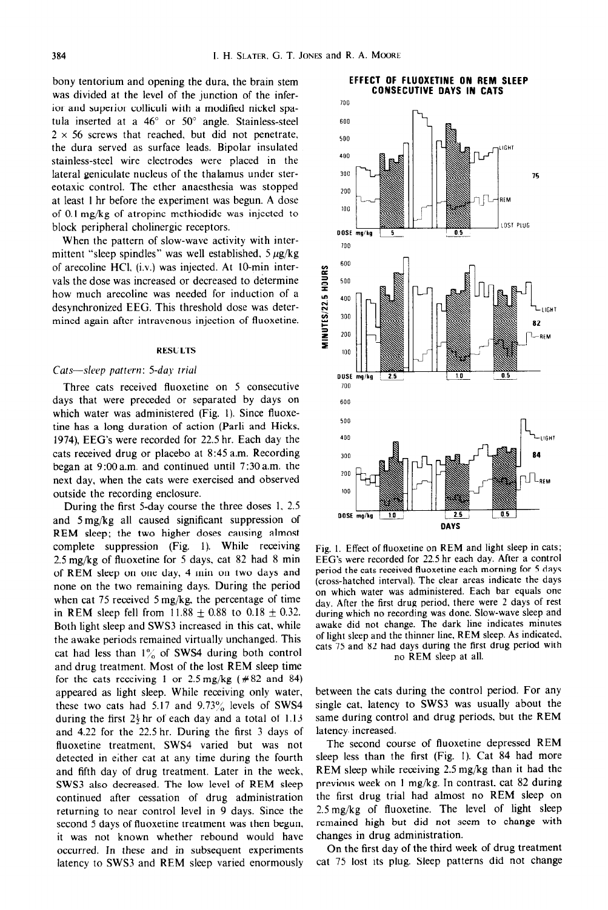bony tentorium and opening the dura, the brain stem was divided at the level of the junction of the inferior and superior colliculi with a modified nickel spatula inserted at a 46° or 50° angle. Stainless-steel 2 × 56 screws that reached, but did not penetrate, the dura served as surface leads. Bipolar insulated stainless-steel wire electrodes were placed in the lateral geniculate nucleus of the thalamus under stereotaxic control. The ether anaesthesia was stopped at least 1 hr before the experiment was begun. A dose of 0.1 mg/kg of atropine methiodide was injected to block peripheral cholinergic receptors.

When the pattern of slow-wave activity with intermittent "sleep spindles" was well established, 5 μg/kg of arecoline HCl, (i.v.) was injected. At 10-min intervals the dose was increased or decreased to determine how much arecoline was needed for induction of a desynchronized EEG. This threshold dose was determined again after intravenous injection of fluoxetine.

## RESULTS

### *Cats—sleep pattern: 5-day trial*

Three cats received fluoxetine on 5 consecutive days that were preceded or separated by days on which water was administered (Fig. 1). Since fluoxetine has a long duration of action (Parli and Hicks, 1974), EEG's were recorded for 22.5 hr. Each day the cats received drug or placebo at 8:45 a.m. Recording began at 9:00 a.m. and continued until 7:30 a.m. the next day, when the cats were exercised and observed outside the recording enclosure.

During the first 5-day course the three doses 1, 2.5 and 5 mg/kg all caused significant suppression of REM sleep; the two higher doses causing almost complete suppression (Fig. 1). While receiving 2.5 mg/kg of fluoxetine for 5 days, cat 82 had 8 min of REM sleep on one day, 4 min on two days and none on the two remaining days. During the period when cat 75 received 5 mg/kg, the percentage of time in REM sleep fell from 11.88 ± 0.88 to 0.18 ± 0.32. Both light sleep and SWS3 increased in this cat, while the awake periods remained virtually unchanged. This cat had less than 1% of SWS4 during both control and drug treatment. Most of the lost REM sleep time for the cats receiving 1 or 2.5 mg/kg (#82 and 84) appeared as light sleep. While receiving only water, these two cats had 5.17 and 9.73% levels of SWS4 during the first $2\frac{1}{2}$ hr of each day and a total of 1.13 and 4.22 for the 22.5 hr. During the first 3 days of fluoxetine treatment, SWS4 varied but was not detected in either cat at any time during the fourth and fifth day of drug treatment. Later in the week, SWS3 also decreased. The low level of REM sleep continued after cessation of drug administration returning to near control level in 9 days. Since the second 5 days of fluoxetine treatment was then begun, it was not known whether rebound would have occurred. In these and in subsequent experiments latency to SWS3 and REM sleep varied enormously between the cats during the control period. For any single cat, latency to SWS3 was usually about the same during control and drug periods, but the REM latency increased.

The second course of fluoxetine depressed REM sleep less than the first (Fig. 1). Cat 84 had more REM sleep while receiving 2.5 mg/kg than it had the previous week on 1 mg/kg. In contrast, cat 82 during the first drug trial had almost no REM sleep on 2.5 mg/kg of fluoxetine. The level of light sleep remained high but did not seem to change with changes in drug administration.

On the first day of the third week of drug treatment cat 75 lost its plug. Sleep patterns did not change

Fig. 1. Effect of fluoxetine on REM and light sleep in cats; EEG's were recorded for 22.5 hr each day. After a control period the cats received fluoxetine each morning for 5 days (cross-hatched interval). The clear areas indicate the days on which water was administered. Each bar equals one day. After the first drug period, there were 2 days of rest during which no recording was done. Slow-wave sleep and awake did not change. The dark line indicates minutes of light sleep and the thinner line, REM sleep. As indicated, cats 75 and 82 had days during the first drug period with no REM sleep at all.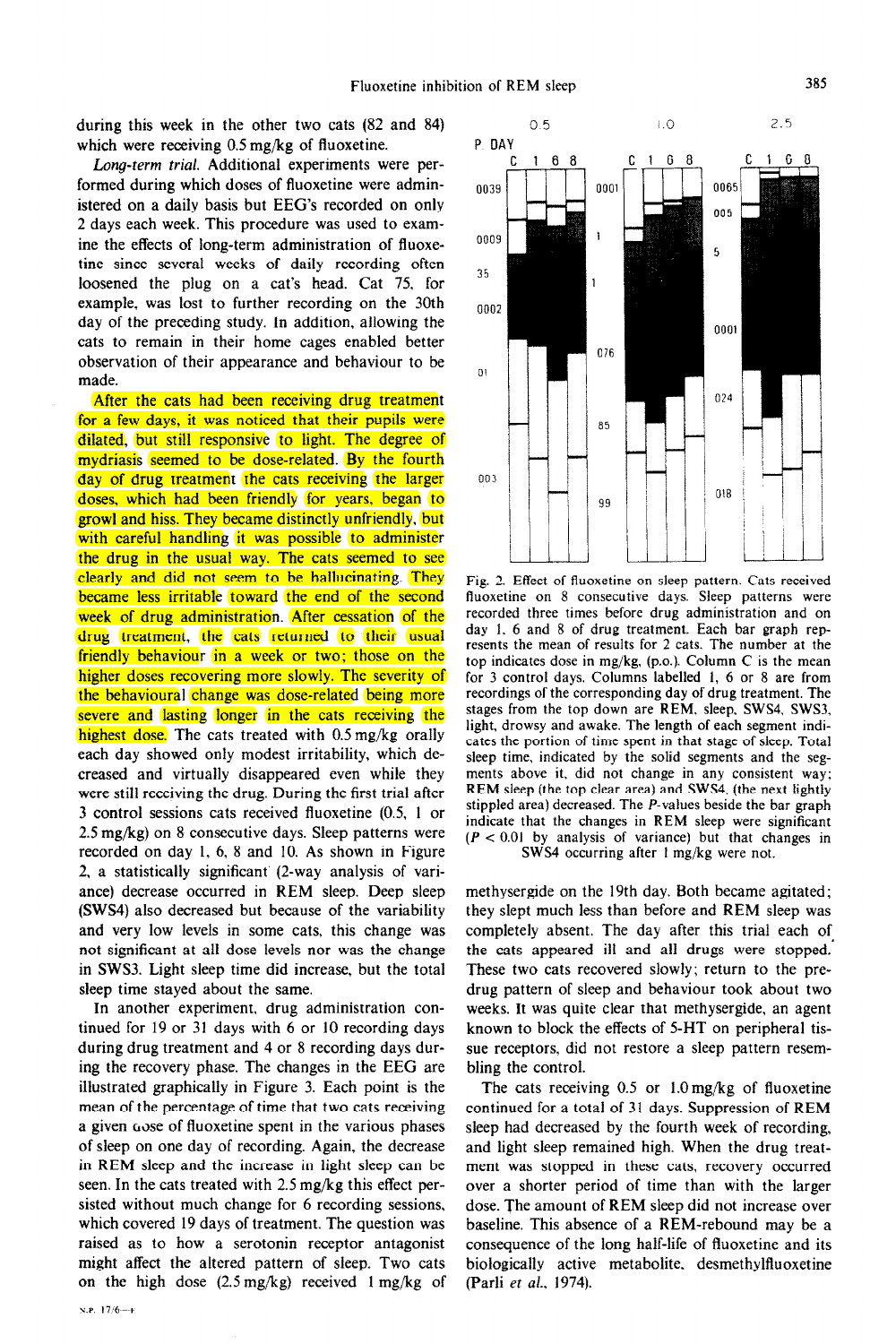during this week in the other two cats (82 and 84) which were receiving 0.5 mg/kg of fluoxetine.

*Long-term trial.* Additional experiments were performed during which doses of fluoxetine were administered on a daily basis but EEG's recorded on only 2 days each week. This procedure was used to examine the effects of long-term administration of fluoxetine since several weeks of daily recording often loosened the plug on a cat's head. Cat 75, for example, was lost to further recording on the 30th day of the preceding study. In addition, allowing the cats to remain in their home cages enabled better observation of their appearance and behaviour to be made.

After the cats had been receiving drug treatment for a few days, it was noticed that their pupils were dilated, but still responsive to light. The degree of mydriasis seemed to be dose-related. By the fourth day of drug treatment the cats receiving the larger doses, which had been friendly for years, began to growl and hiss. They became distinctly unfriendly, but with careful handling it was possible to administer the drug in the usual way. The cats seemed to see clearly and did not seem to be hallucinating. They became less irritable toward the end of the second week of drug administration. After cessation of the drug treatment, the cats returned to their usual friendly behaviour in a week or two; those on the higher doses recovering more slowly. The severity of the behavioural change was dose-related being more severe and lasting longer in the cats receiving the highest dose. The cats treated with 0.5 mg/kg orally each day showed only modest irritability, which decreased and virtually disappeared even while they were still receiving the drug. During the first trial after 3 control sessions cats received fluoxetine (0.5, 1 or 2.5 mg/kg) on 8 consecutive days. Sleep patterns were recorded on day 1, 6, 8 and 10. As shown in Figure 2, a statistically significant (2-way analysis of variance) decrease occurred in REM sleep. Deep sleep (SWS4) also decreased but because of the variability and very low levels in some cats, this change was not significant at all dose levels nor was the change in SWS3. Light sleep time did increase, but the total sleep time stayed about the same.

In another experiment, drug administration continued for 19 or 31 days with 6 or 10 recording days during drug treatment and 4 or 8 recording days during the recovery phase. The changes in the EEG are illustrated graphically in Figure 3. Each point is the mean of the percentage of time that two cats receiving a given dose of fluoxetine spent in the various phases of sleep on one day of recording. Again, the decrease in REM sleep and the increase in light sleep can be seen. In the cats treated with 2.5 mg/kg this effect persisted without much change for 6 recording sessions, which covered 19 days of treatment. The question was raised as to how a serotonin receptor antagonist might affect the altered pattern of sleep. Two cats on the high dose (2.5 mg/kg) received 1 mg/kg of methysergide on the 19th day. Both became agitated; they slept much less than before and REM sleep was completely absent. The day after this trial each of the cats appeared ill and all drugs were stopped. These two cats recovered slowly; return to the pre-drug pattern of sleep and behaviour took about two weeks. It was quite clear that methysergide, an agent known to block the effects of 5-HT on peripheral tissue receptors, did not restore a sleep pattern resembling the control.

The cats receiving 0.5 or 1.0 mg/kg of fluoxetine continued for a total of 31 days. Suppression of REM sleep had decreased by the fourth week of recording, and light sleep remained high. When the drug treatment was stopped in these cats, recovery occurred over a shorter period of time than with the larger dose. The amount of REM sleep did not increase over baseline. This absence of a REM-rebound may be a consequence of the long half-life of fluoxetine and its biologically active metabolite, desmethylfluoxetine (Parli *et al.*, 1974).

Fig. 2. Effect of fluoxetine on sleep pattern. Cats received fluoxetine on 8 consecutive days. Sleep patterns were recorded three times before drug administration and on day 1, 6 and 8 of drug treatment. Each bar graph represents the mean of results for 2 cats. The number at the top indicates dose in mg/kg, (p.o.). Column C is the mean for 3 control days. Columns labelled 1, 6 or 8 are from recordings of the corresponding day of drug treatment. The stages from the top down are REM, sleep, SWS4, SWS3, light, drowsy and awake. The length of each segment indicates the portion of time spent in that stage of sleep. Total sleep time, indicated by the solid segments and the segments above it, did not change in any consistent way; REM sleep (the top clear area) and SWS4, (the next lightly stippled area) decreased. The P-values beside the bar graph indicate that the changes in REM sleep were significant ($P < 0.01$ by analysis of variance) but that changes in SWS4 occurring after 1 mg/kg were not.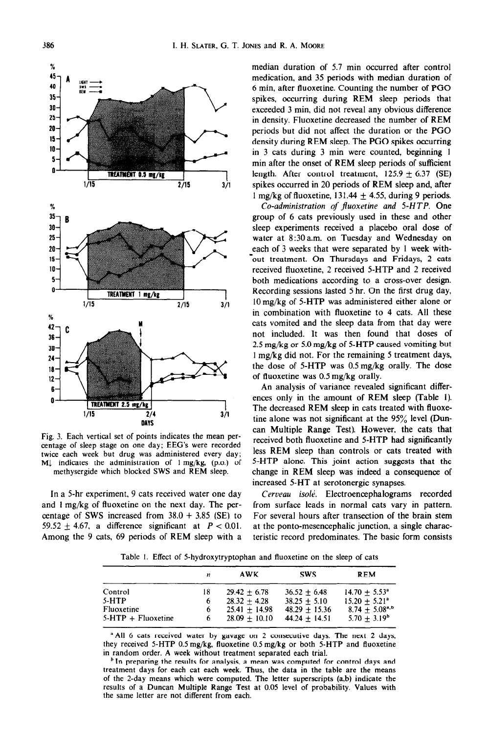Fig. 3. Each vertical set of points indicates the mean percentage of sleep stage on one day; EEG's were recorded twice each week but drug was administered every day; M↓ indicates the administration of 1 mg/kg, (p.o.) of methysergide which blocked SWS and REM sleep.

In a 5-hr experiment, 9 cats received water one day and 1 mg/kg of fluoxetine on the next day. The percentage of SWS increased from 38.0 + 3.85 (SE) to 59.52 ± 4.67, a difference significant at $P < 0.01$. Among the 9 cats, 69 periods of REM sleep with a median duration of 5.7 min occurred after control medication, and 35 periods with median duration of 6 min, after fluoxetine. Counting the number of PGO spikes, occurring during REM sleep periods that exceeded 3 min, did not reveal any obvious difference in density. Fluoxetine decreased the number of REM periods but did not affect the duration or the PGO density during REM sleep. The PGO spikes occurring in 3 cats during 3 min were counted, beginning 1 min after the onset of REM sleep periods of sufficient length. After control treatment, 125.9 ± 6.37 (SE) spikes occurred in 20 periods of REM sleep and, after 1 mg/kg of fluoxetine, 131.44 ± 4.55, during 9 periods.

*Co-administration of fluoxetine and 5-HTP.* One group of 6 cats previously used in these and other sleep experiments received a placebo oral dose of water at 8:30 a.m. on Tuesday and Wednesday on each of 3 weeks that were separated by 1 week without treatment. On Thursdays and Fridays, 2 cats received fluoxetine, 2 received 5-HTP and 2 received both medications according to a cross-over design. Recording sessions lasted 5 hr. On the first drug day, 10 mg/kg of 5-HTP was administered either alone or in combination with fluoxetine to 4 cats. All these cats vomited and the sleep data from that day were not included. It was then found that doses of 2.5 mg/kg or 5.0 mg/kg of 5-HTP caused vomiting but 1 mg/kg did not. For the remaining 5 treatment days, the dose of 5-HTP was 0.5 mg/kg orally. The dose of fluoxetine was 0.5 mg/kg orally.

An analysis of variance revealed significant differences only in the amount of REM sleep (Table 1). The decreased REM sleep in cats treated with fluoxetine alone was not significant at the 95% level (Duncan Multiple Range Test). However, the cats that received both fluoxetine and 5-HTP had significantly less REM sleep than controls or cats treated with 5-HTP alone. This joint action suggests that the change in REM sleep was indeed a consequence of increased 5-HT at serotonergic synapses.

*Cerveau isolé.* Electroencephalograms recorded from surface leads in normal cats vary in pattern. For several hours after transection of the brain stem at the ponto-mesencephalic junction, a single characteristic record predominates. The basic form consists

Table 1. Effect of 5-hydroxytryptophan and fluoxetine on the sleep of cats

| | $n$ | AWK | SWS | REM |
|---|---|---|---|---|
| Control | 18 | 29.42 ± 6.78 | 36.52 ± 6.48 | 14.70 ± 5.53[a] |
| 5-HTP | 6 | 28.32 ± 4.28 | 38.25 ± 5.10 | 15.20 ± 5.21[a] |
| Fluoxetine | 6 | 25.41 ± 14.98 | 48.29 ± 15.36 | 8.74 ± 5.08[a,b] |
| 5-HTP + Fluoxetine | 6 | 28.09 ± 10.10 | 44.24 ± 14.51 | 5.70 ± 3.19[b] |

[a] All 6 cats received water by gavage on 2 consecutive days. The next 2 days, they received 5-HTP 0.5 mg/kg, fluoxetine 0.5 mg/kg or both 5-HTP and fluoxetine in random order. A week without treatment separated each trial.

[b] In preparing the results for analysis, a mean was computed for control days and treatment days for each cat each week. Thus, the data in the table are the means of the 2-day means which were computed. The letter superscripts (a,b) indicate the results of a Duncan Multiple Range Test at 0.05 level of probability. Values with the same letter are not different from each.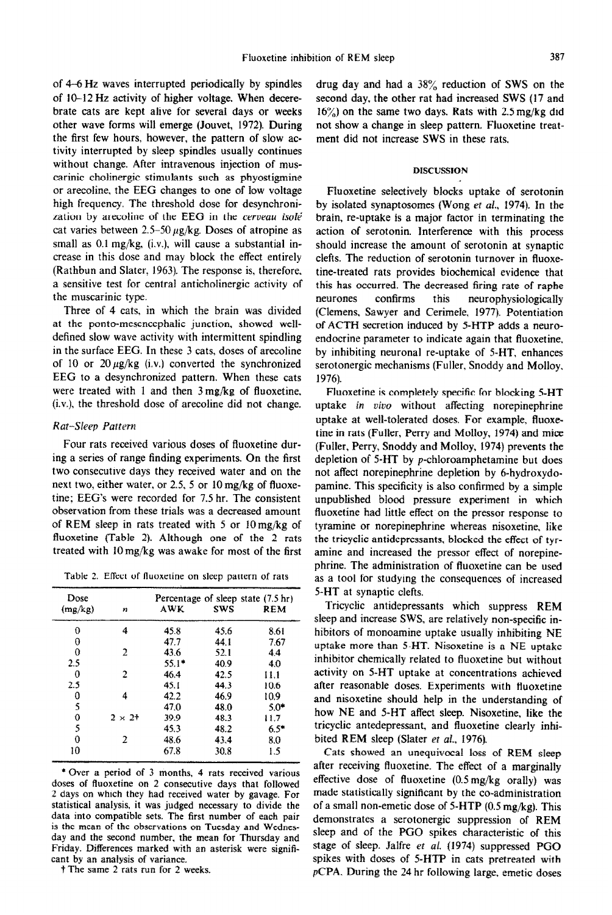of 4–6 Hz waves interrupted periodically by spindles of 10–12 Hz activity of higher voltage. When decerebrate cats are kept alive for several days or weeks other wave forms will emerge (Jouvet, 1972). During the first few hours, however, the pattern of slow activity interrupted by sleep spindles usually continues without change. After intravenous injection of muscarinic cholinergic stimulants such as phyostigmine or arecoline, the EEG changes to one of low voltage high frequency. The threshold dose for desynchronization by arecoline of the EEG in the *cerveau isolé* cat varies between 2.5–50 μg/kg. Doses of atropine as small as 0.1 mg/kg, (i.v.), will cause a substantial increase in this dose and may block the effect entirely (Rathbun and Slater, 1963). The response is, therefore, a sensitive test for central anticholinergic activity of the muscarinic type.

Three of 4 cats, in which the brain was divided at the ponto-mesencephalic junction, showed well-defined slow wave activity with intermittent spindling in the surface EEG. In these 3 cats, doses of arecoline of 10 or 20 μg/kg (i.v.) converted the synchronized EEG to a desynchronized pattern. When these cats were treated with 1 and then 3 mg/kg of fluoxetine, (i.v.), the threshold dose of arecoline did not change.

### *Rat-Sleep Pattern*

Four rats received various doses of fluoxetine during a series of range finding experiments. On the first two consecutive days they received water and on the next two, either water, or 2.5, 5 or 10 mg/kg of fluoxetine; EEG's were recorded for 7.5 hr. The consistent observation from these trials was a decreased amount of REM sleep in rats treated with 5 or 10 mg/kg of fluoxetine (Table 2). Although one of the 2 rats treated with 10 mg/kg was awake for most of the first drug day and had a 38% reduction of SWS on the second day, the other rat had increased SWS (17 and 16%) on the same two days. Rats with 2.5 mg/kg did not show a change in sleep pattern. Fluoxetine treatment did not increase SWS in these rats.

Table 2. Effect of fluoxetine on sleep pattern of rats

| Dose (mg/kg) | n | Percentage of sleep state (7.5 hr) AWK | SWS | REM |
|---|---|---|---|---|
| 0 | 4 | 45.8 | 45.6 | 8.61 |
| 0 | | 47.7 | 44.1 | 7.67 |
| 0 | 2 | 43.6 | 52.1 | 4.4 |
| 2.5 | | 55.1* | 40.9 | 4.0 |
| 0 | 2 | 46.4 | 42.5 | 11.1 |
| 2.5 | | 45.1 | 44.3 | 10.6 |
| 0 | 4 | 42.2 | 46.9 | 10.9 |
| 5 | | 47.0 | 48.0 | 5.0* |
| 0 | 2 × 2† | 39.9 | 48.3 | 11.7 |
| 5 | | 45.3 | 48.2 | 6.5* |
| 0 | 2 | 48.6 | 43.4 | 8.0 |
| 10 | | 67.8 | 30.8 | 1.5 |

\* Over a period of 3 months, 4 rats received various doses of fluoxetine on 2 consecutive days that followed 2 days on which they had received water by gavage. For statistical analysis, it was judged necessary to divide the data into compatible sets. The first number of each pair is the mean of the observations on Tuesday and Wednesday and the second number, the mean for Thursday and Friday. Differences marked with an asterisk were significant by an analysis of variance.

† The same 2 rats run for 2 weeks.

## DISCUSSION

Fluoxetine selectively blocks uptake of serotonin by isolated synaptosomes (Wong *et al.*, 1974). In the brain, re-uptake is a major factor in terminating the action of serotonin. Interference with this process should increase the amount of serotonin at synaptic clefts. The reduction of serotonin turnover in fluoxetine-treated rats provides biochemical evidence that this has occurred. The decreased firing rate of raphe neurones confirms this neurophysiologically (Clemens, Sawyer and Cerimele, 1977). Potentiation of ACTH secretion induced by 5-HTP adds a neuroendocrine parameter to indicate again that fluoxetine, by inhibiting neuronal re-uptake of 5-HT, enhances serotonergic mechanisms (Fuller, Snoddy and Molloy, 1976).

Fluoxetine is completely specific for blocking 5-HT uptake *in vivo* without affecting norepinephrine uptake at well-tolerated doses. For example, fluoxetine in rats (Fuller, Perry and Molloy, 1974) and mice (Fuller, Perry, Snoddy and Molloy, 1974) prevents the depletion of 5-HT by *p*-chloroamphetamine but does not affect norepinephrine depletion by 6-hydroxydopamine. This specificity is also confirmed by a simple unpublished blood pressure experiment in which fluoxetine had little effect on the pressor response to tyramine or norepinephrine whereas nisoxetine, like the tricyclic antidepressants, blocked the effect of tyramine and increased the pressor effect of norepinephrine. The administration of fluoxetine can be used as a tool for studying the consequences of increased 5-HT at synaptic clefts.

Tricyclic antidepressants which suppress REM sleep and increase SWS, are relatively non-specific inhibitors of monoamine uptake usually inhibiting NE uptake more than 5-HT. Nisoxetine is a NE uptake inhibitor chemically related to fluoxetine but without activity on 5-HT uptake at concentrations achieved after reasonable doses. Experiments with fluoxetine and nisoxetine should help in the understanding of how NE and 5-HT affect sleep. Nisoxetine, like the tricyclic antedepressant, and fluoxetine clearly inhibited REM sleep (Slater *et al.*, 1976).

Cats showed an unequivocal loss of REM sleep after receiving fluoxetine. The effect of a marginally effective dose of fluoxetine (0.5 mg/kg orally) was made statistically significant by the co-administration of a small non-emetic dose of 5-HTP (0.5 mg/kg). This demonstrates a serotonergic suppression of REM sleep and of the PGO spikes characteristic of this stage of sleep. Jalfre *et al.* (1974) suppressed PGO spikes with doses of 5-HTP in cats pretreated with *p*CPA. During the 24 hr following large, emetic doses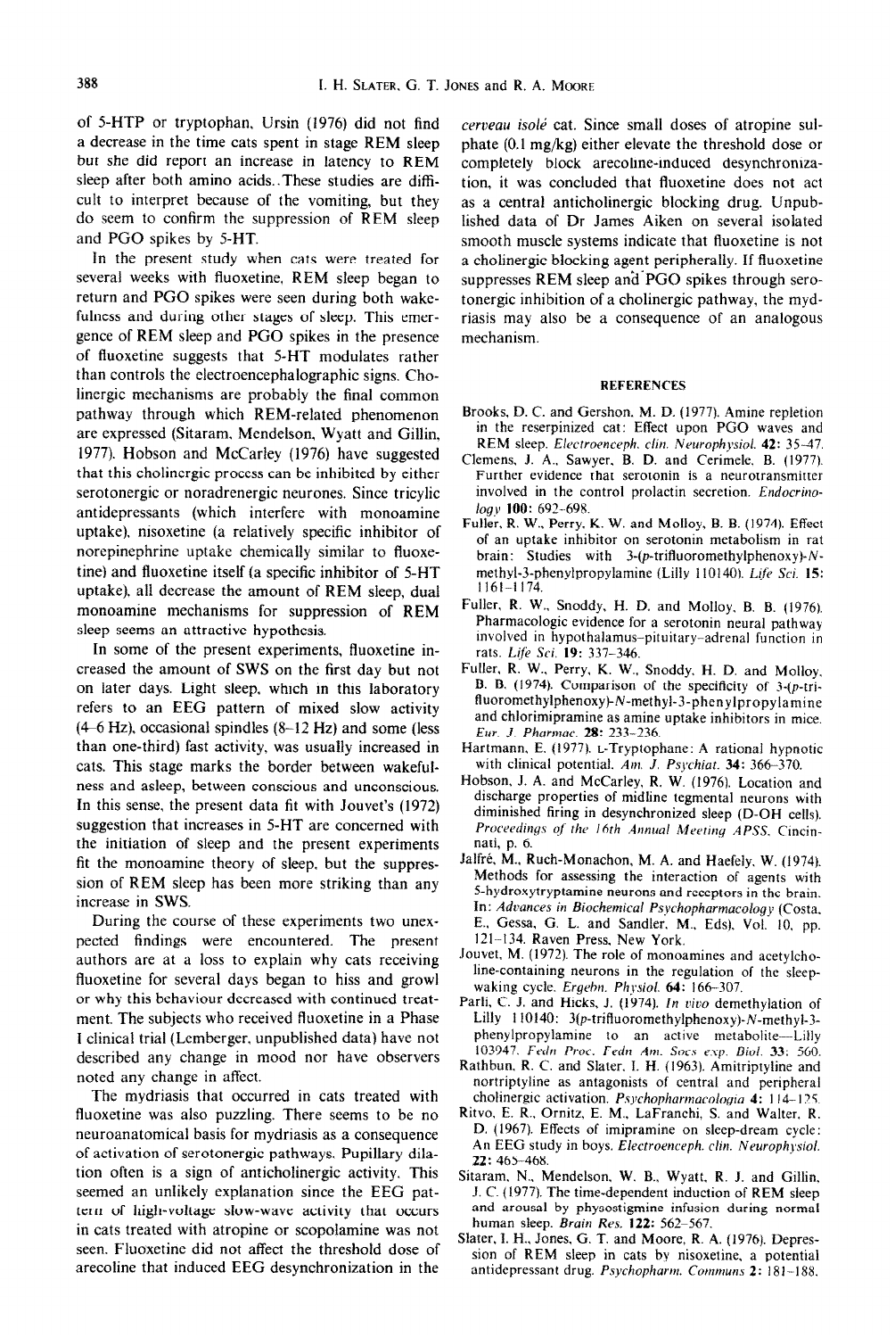of 5-HTP or tryptophan, Ursin (1976) did not find a decrease in the time cats spent in stage REM sleep but she did report an increase in latency to REM sleep after both amino acids. These studies are difficult to interpret because of the vomiting, but they do seem to confirm the suppression of REM sleep and PGO spikes by 5-HT.

In the present study when cats were treated for several weeks with fluoxetine, REM sleep began to return and PGO spikes were seen during both wakefulness and during other stages of sleep. This emergence of REM sleep and PGO spikes in the presence of fluoxetine suggests that 5-HT modulates rather than controls the electroencephalographic signs. Cholinergic mechanisms are probably the final common pathway through which REM-related phenomenon are expressed (Sitaram, Mendelson, Wyatt and Gillin, 1977). Hobson and McCarley (1976) have suggested that this cholinergic process can be inhibited by either serotonergic or noradrenergic neurones. Since tricylic antidepressants (which interfere with monoamine uptake), nisoxetine (a relatively specific inhibitor of norepinephrine uptake chemically similar to fluoxetine) and fluoxetine itself (a specific inhibitor of 5-HT uptake), all decrease the amount of REM sleep, dual monoamine mechanisms for suppression of REM sleep seems an attractive hypothesis.

In some of the present experiments, fluoxetine increased the amount of SWS on the first day but not on later days. Light sleep, which in this laboratory refers to an EEG pattern of mixed slow activity (4–6 Hz), occasional spindles (8–12 Hz) and some (less than one-third) fast activity, was usually increased in cats. This stage marks the border between wakefulness and asleep, between conscious and unconscious. In this sense, the present data fit with Jouvet's (1972) suggestion that increases in 5-HT are concerned with the initiation of sleep and the present experiments fit the monoamine theory of sleep, but the suppression of REM sleep has been more striking than any increase in SWS.

During the course of these experiments two unexpected findings were encountered. The present authors are at a loss to explain why cats receiving fluoxetine for several days began to hiss and growl or why this behaviour decreased with continued treatment. The subjects who received fluoxetine in a Phase I clinical trial (Lemberger, unpublished data) have not described any change in mood nor have observers noted any change in affect.

The mydriasis that occurred in cats treated with fluoxetine was also puzzling. There seems to be no neuroanatomical basis for mydriasis as a consequence of activation of serotonergic pathways. Pupillary dilation often is a sign of anticholinergic activity. This seemed an unlikely explanation since the EEG pattern of high-voltage slow-wave activity that occurs in cats treated with atropine or scopolamine was not seen. Fluoxetine did not affect the threshold dose of arecoline that induced EEG desynchronization in the *cerveau isolé* cat. Since small doses of atropine sulphate (0.1 mg/kg) either elevate the threshold dose or completely block arecoline-induced desynchronization, it was concluded that fluoxetine does not act as a central anticholinergic blocking drug. Unpublished data of Dr James Aiken on several isolated smooth muscle systems indicate that fluoxetine is not a cholinergic blocking agent peripherally. If fluoxetine suppresses REM sleep and PGO spikes through serotonergic inhibition of a cholinergic pathway, the mydriasis may also be a consequence of an analogous mechanism.

## REFERENCES

Brooks, D. C. and Gershon, M. D. (1977). Amine repletion in the reserpinized cat: Effect upon PGO waves and REM sleep. *Electroenceph. clin. Neurophysiol.* **42:** 35–47.

Clemens, J. A., Sawyer, B. D. and Cerimele, B. (1977). Further evidence that serotonin is a neurotransmitter involved in the control prolactin secretion. *Endocrinology* **100:** 692–698.

Fuller, R. W., Perry, K. W. and Molloy, B. B. (1974). Effect of an uptake inhibitor on serotonin metabolism in rat brain: Studies with 3-(*p*-trifluoromethylphenoxy)-*N*-methyl-3-phenylpropylamine (Lilly 110140). *Life Sci.* **15:** 1161–1174.

Fuller, R. W., Snoddy, H. D. and Molloy, B. B. (1976). Pharmacologic evidence for a serotonin neural pathway involved in hypothalamus–pituitary–adrenal function in rats. *Life Sci.* **19:** 337–346.

Fuller, R. W., Perry, K. W., Snoddy, H. D. and Molloy, B. B. (1974). Comparison of the specificity of 3-(*p*-trifluoromethylphenoxy)-*N*-methyl-3-phenylpropylamine and chlorimipramine as amine uptake inhibitors in mice. *Eur. J. Pharmac.* **28:** 233–236.

Hartmann, E. (1977). L-Tryptophane: A rational hypnotic with clinical potential. *Am. J. Psychiat.* **34:** 366–370.

Hobson, J. A. and McCarley, R. W. (1976). Location and discharge properties of midline tegmental neurons with diminished firing in desynchronized sleep (D-OH cells). *Proceedings of the 16th Annual Meeting APSS*, Cincinnati, p. 6.

Jalfré, M., Ruch-Monachon, M. A. and Haefely, W. (1974). Methods for assessing the interaction of agents with 5-hydroxytryptamine neurons and receptors in the brain. In: *Advances in Biochemical Psychopharmacology* (Costa, E., Gessa, G. L. and Sandler, M., Eds), Vol. 10, pp. 121–134. Raven Press, New York.

Jouvet, M. (1972). The role of monoamines and acetylcholine-containing neurons in the regulation of the sleep-waking cycle. *Ergebn. Physiol.* **64:** 166–307.

Parli, C. J. and Hicks, J. (1974). *In vivo* demethylation of Lilly 110140: 3(*p*-trifluoromethylphenoxy)-*N*-methyl-3-phenylpropylamine to an active metabolite—Lilly 103947. *Fedn Proc. Fedn Am. Socs exp. Biol.* **33:** 560.

Rathbun, R. C. and Slater, I. H. (1963). Amitriptyline and nortriptyline as antagonists of central and peripheral cholinergic activation. *Psychopharmacologia* **4:** 114–125.

Ritvo, E. R., Ornitz, E. M., LaFranchi, S. and Walter, R. D. (1967). Effects of imipramine on sleep-dream cycle: An EEG study in boys. *Electroenceph. clin. Neurophysiol.* **22:** 465–468.

Sitaram, N., Mendelson, W. B., Wyatt, R. J. and Gillin, J. C. (1977). The time-dependent induction of REM sleep and arousal by physostigmine infusion during normal human sleep. *Brain Res.* **122:** 562–567.

Slater, I. H., Jones, G. T. and Moore, R. A. (1976). Depression of REM sleep in cats by nisoxetine, a potential antidepressant drug. *Psychopharm. Communs* **2:** 181–188.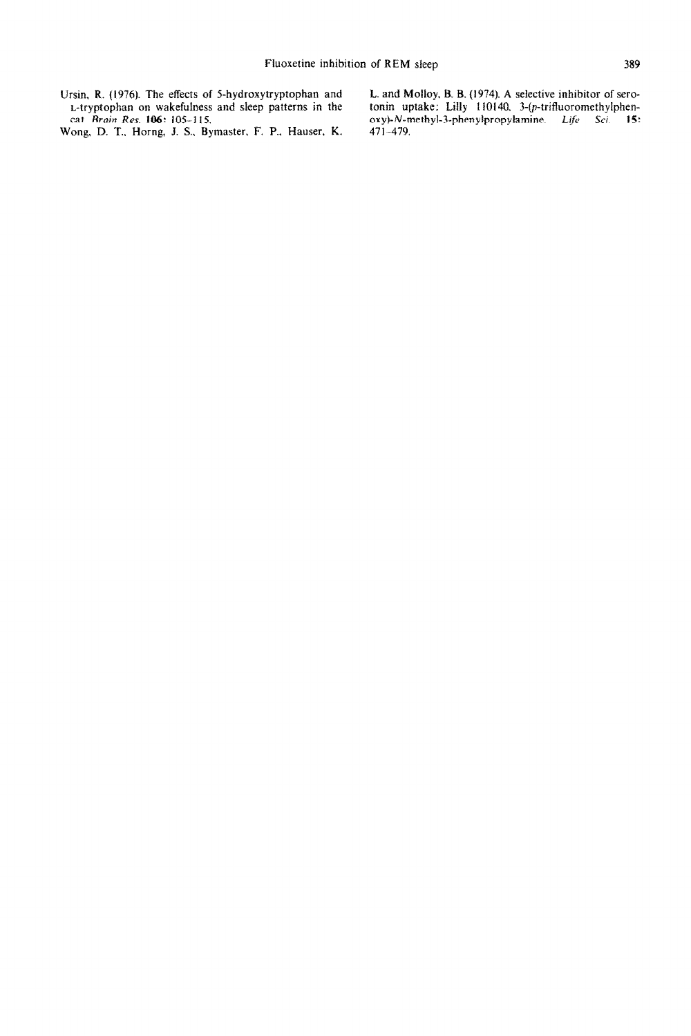Ursin, R. (1976). The effects of 5-hydroxytryptophan and L-tryptophan on wakefulness and sleep patterns in the cat. *Brain Res.* **106:** 105–115.

Wong, D. T., Horng, J. S., Bymaster, F. P., Hauser, K. L. and Molloy, B. B. (1974). A selective inhibitor of serotonin uptake: Lilly 110140, 3-(*p*-trifluoromethylphenoxy)-*N*-methyl-3-phenylpropylamine. *Life Sci.* **15:** 471–479.